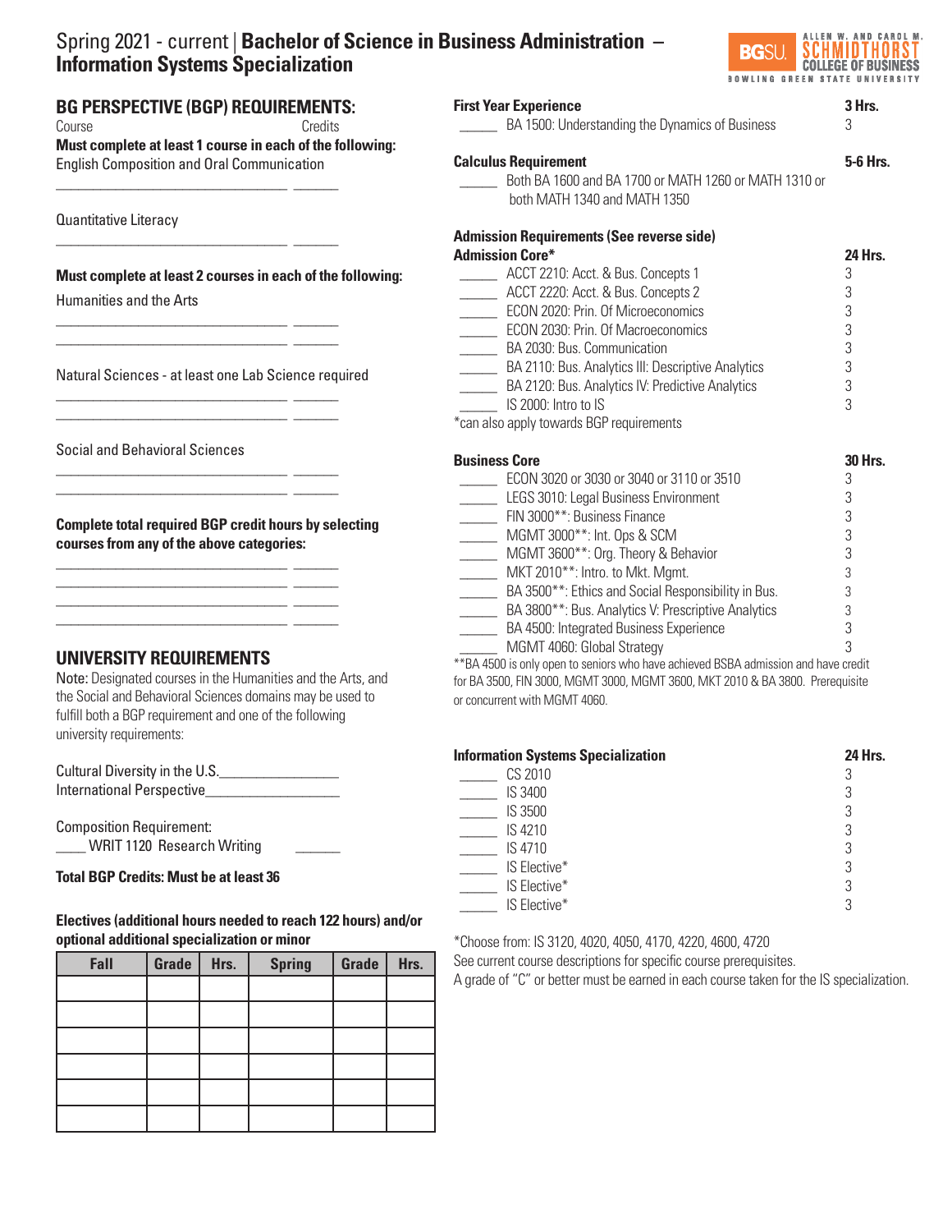# Spring 2021 - current | **Bachelor of Science in Business Administration – Information Systems Specialization**

## BG PERSPECTIVE (BGP) REQUIREMENTS:

Course Credits

**Must complete at least 1 course in each of the following:**

English Composition and Oral Communication

_______________________________ ______

Quantitative Literacy

_______________________________ ______

**Must complete at least 2 courses in each of the following:**

Humanities and the Arts

_______________________________ ______
_______________________________ ______

Natural Sciences - at least one Lab Science required

_______________________________ ______
_______________________________ ______

Social and Behavioral Sciences

_______________________________ ______
_______________________________ ______

**Complete total required BGP credit hours by selecting courses from any of the above categories:**

_______________________________ ______
_______________________________ ______
_______________________________ ______
_______________________________ ______

## UNIVERSITY REQUIREMENTS

Note: Designated courses in the Humanities and the Arts, and the Social and Behavioral Sciences domains may be used to fulfill both a BGP requirement and one of the following university requirements:

Cultural Diversity in the U.S.________________
International Perspective_________________

Composition Requirement:
____ WRIT 1120 Research Writing ______

**Total BGP Credits: Must be at least 36**

**Electives (additional hours needed to reach 122 hours) and/or optional additional specialization or minor**

| Fall | Grade | Hrs. | Spring | Grade | Hrs. |
|---|---|---|---|---|---|
| | | | | | |
| | | | | | |
| | | | | | |
| | | | | | |
| | | | | | |
| | | | | | |

**First Year Experience** **3 Hrs.**

_____ BA 1500: Understanding the Dynamics of Business 3

**Calculus Requirement** **5-6 Hrs.**

_____ Both BA 1600 and BA 1700 or MATH 1260 or MATH 1310 or both MATH 1340 and MATH 1350

**Admission Requirements (See reverse side)**

**Admission Core*** **24 Hrs.**

- _____ ACCT 2210: Acct. & Bus. Concepts 1 3
- _____ ACCT 2220: Acct. & Bus. Concepts 2 3
- _____ ECON 2020: Prin. Of Microeconomics 3
- _____ ECON 2030: Prin. Of Macroeconomics 3
- _____ BA 2030: Bus. Communication 3
- _____ BA 2110: Bus. Analytics III: Descriptive Analytics 3
- _____ BA 2120: Bus. Analytics IV: Predictive Analytics 3
- _____ IS 2000: Intro to IS 3

*can also apply towards BGP requirements

**Business Core** **30 Hrs.**

- _____ ECON 3020 or 3030 or 3040 or 3110 or 3510 3
- _____ LEGS 3010: Legal Business Environment 3
- _____ FIN 3000**: Business Finance 3
- _____ MGMT 3000**: Int. Ops & SCM 3
- _____ MGMT 3600**: Org. Theory & Behavior 3
- _____ MKT 2010**: Intro. to Mkt. Mgmt. 3
- _____ BA 3500**: Ethics and Social Responsibility in Bus. 3
- _____ BA 3800**: Bus. Analytics V: Prescriptive Analytics 3
- _____ BA 4500: Integrated Business Experience 3
- _____ MGMT 4060: Global Strategy 3

**BA 4500 is only open to seniors who have achieved BSBA admission and have credit for BA 3500, FIN 3000, MGMT 3000, MGMT 3600, MKT 2010 & BA 3800. Prerequisite or concurrent with MGMT 4060.

**Information Systems Specialization** **24 Hrs.**

- _____ CS 2010 3
- _____ IS 3400 3
- _____ IS 3500 3
- _____ IS 4210 3
- _____ IS 4710 3
- _____ IS Elective* 3
- _____ IS Elective* 3
- _____ IS Elective* 3

*Choose from: IS 3120, 4020, 4050, 4170, 4220, 4600, 4720

See current course descriptions for specific course prerequisites.

A grade of "C" or better must be earned in each course taken for the IS specialization.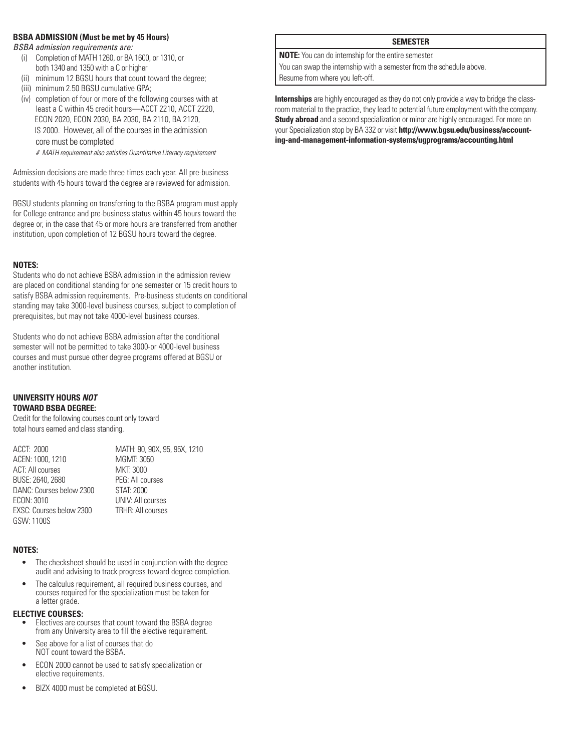**BSBA ADMISSION (Must be met by 45 Hours)**

*BSBA admission requirements are:*

(i) Completion of MATH 1260, or BA 1600, or 1310, or both 1340 and 1350 with a C or higher

(ii) minimum 12 BGSU hours that count toward the degree;

(iii) minimum 2.50 BGSU cumulative GPA;

(iv) completion of four or more of the following courses with at least a C within 45 credit hours—ACCT 2210, ACCT 2220, ECON 2020, ECON 2030, BA 2030, BA 2110, BA 2120, IS 2000. However, all of the courses in the admission core must be completed

*# MATH requirement also satisfies Quantitative Literacy requirement*

Admission decisions are made three times each year. All pre-business students with 45 hours toward the degree are reviewed for admission.

BGSU students planning on transferring to the BSBA program must apply for College entrance and pre-business status within 45 hours toward the degree or, in the case that 45 or more hours are transferred from another institution, upon completion of 12 BGSU hours toward the degree.

**NOTES:**

Students who do not achieve BSBA admission in the admission review are placed on conditional standing for one semester or 15 credit hours to satisfy BSBA admission requirements. Pre-business students on conditional standing may take 3000-level business courses, subject to completion of prerequisites, but may not take 4000-level business courses.

Students who do not achieve BSBA admission after the conditional semester will not be permitted to take 3000-or 4000-level business courses and must pursue other degree programs offered at BGSU or another institution.

**UNIVERSITY HOURS *NOT* TOWARD BSBA DEGREE:**

Credit for the following courses count only toward total hours earned and class standing.

| | |
|---|---|
| ACCT: 2000 | MATH: 90, 90X, 95, 95X, 1210 |
| ACEN: 1000, 1210 | MGMT: 3050 |
| ACT: All courses | MKT: 3000 |
| BUSE: 2640, 2680 | PEG: All courses |
| DANC: Courses below 2300 | STAT: 2000 |
| ECON: 3010 | UNIV: All courses |
| EXSC: Courses below 2300 | TRHR: All courses |
| GSW: 1100S | |

**NOTES:**

- The checksheet should be used in conjunction with the degree audit and advising to track progress toward degree completion.
- The calculus requirement, all required business courses, and courses required for the specialization must be taken for a letter grade.

**ELECTIVE COURSES:**

- Electives are courses that count toward the BSBA degree from any University area to fill the elective requirement.
- See above for a list of courses that do NOT count toward the BSBA.
- ECON 2000 cannot be used to satisfy specialization or elective requirements.
- BIZX 4000 must be completed at BGSU.

| SEMESTER |
|---|
| **NOTE:** You can do internship for the entire semester. |
| You can swap the internship with a semester from the schedule above. |
| Resume from where you left-off. |

**Internships** are highly encouraged as they do not only provide a way to bridge the classroom material to the practice, they lead to potential future employment with the company. **Study abroad** and a second specialization or minor are highly encouraged. For more on your Specialization stop by BA 332 or visit **http://www.bgsu.edu/business/accounting-and-management-information-systems/ugprograms/accounting.html**